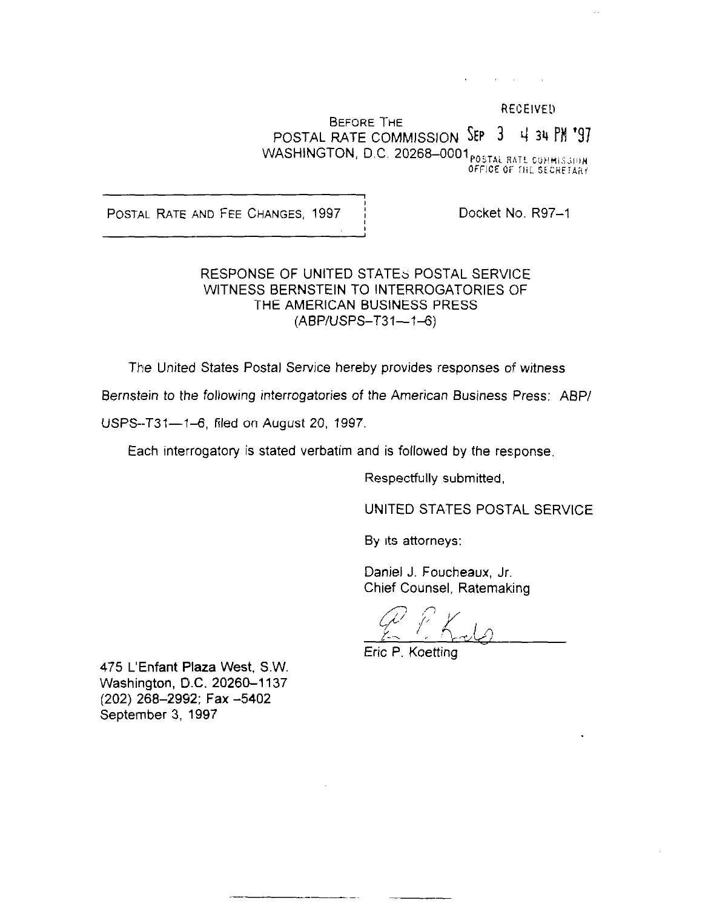RECEIVED

BEFORE THE
POSTAL RATE COMMISSION SEP 3 4 34 PM '97
WASHINGTON, D.C. 20268–0001

POSTAL RATE COMMISSION
OFFICE OF THE SECRETARY

POSTAL RATE AND FEE CHANGES, 1997

Docket No. R97–1

RESPONSE OF UNITED STATES POSTAL SERVICE
WITNESS BERNSTEIN TO INTERROGATORIES OF
THE AMERICAN BUSINESS PRESS
(ABP/USPS–T31—1–6)

The United States Postal Service hereby provides responses of witness Bernstein to the following interrogatories of the American Business Press: ABP/USPS--T31—1–6, filed on August 20, 1997.

Each interrogatory is stated verbatim and is followed by the response.

Respectfully submitted,

UNITED STATES POSTAL SERVICE

By its attorneys:

Daniel J. Foucheaux, Jr.
Chief Counsel, Ratemaking

Eric P. Koetting

475 L'Enfant Plaza West, S.W.
Washington, D.C. 20260–1137
(202) 268–2992; Fax –5402
September 3, 1997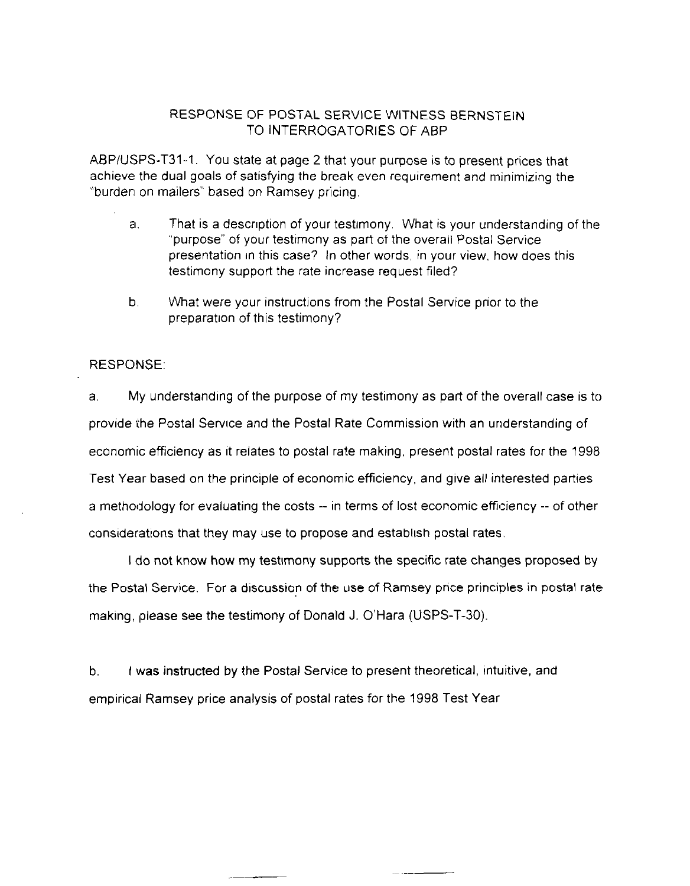## RESPONSE OF POSTAL SERVICE WITNESS BERNSTEIN TO INTERROGATORIES OF ABP

ABP/USPS-T31-1. You state at page 2 that your purpose is to present prices that achieve the dual goals of satisfying the break even requirement and minimizing the "burden on mailers" based on Ramsey pricing.

a. That is a description of your testimony. What is your understanding of the "purpose" of your testimony as part of the overall Postal Service presentation in this case? In other words, in your view, how does this testimony support the rate increase request filed?

b. What were your instructions from the Postal Service prior to the preparation of this testimony?

RESPONSE:

a. My understanding of the purpose of my testimony as part of the overall case is to provide the Postal Service and the Postal Rate Commission with an understanding of economic efficiency as it relates to postal rate making, present postal rates for the 1998 Test Year based on the principle of economic efficiency, and give all interested parties a methodology for evaluating the costs -- in terms of lost economic efficiency -- of other considerations that they may use to propose and establish postal rates.

I do not know how my testimony supports the specific rate changes proposed by the Postal Service. For a discussion of the use of Ramsey price principles in postal rate making, please see the testimony of Donald J. O'Hara (USPS-T-30).

b. I was instructed by the Postal Service to present theoretical, intuitive, and empirical Ramsey price analysis of postal rates for the 1998 Test Year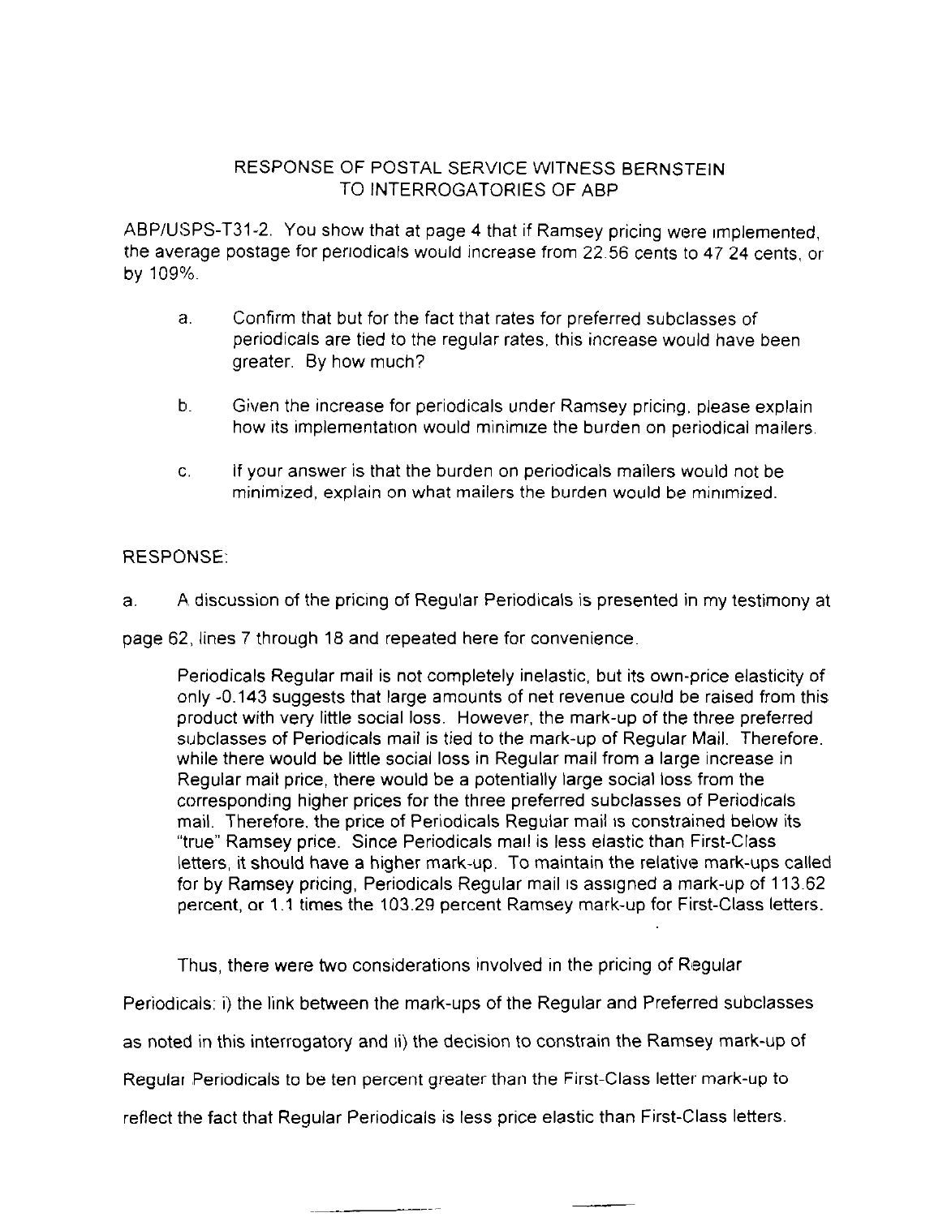RESPONSE OF POSTAL SERVICE WITNESS BERNSTEIN
TO INTERROGATORIES OF ABP

ABP/USPS-T31-2. You show that at page 4 that if Ramsey pricing were implemented, the average postage for periodicals would increase from 22.56 cents to 47.24 cents, or by 109%.

a. Confirm that but for the fact that rates for preferred subclasses of periodicals are tied to the regular rates, this increase would have been greater. By how much?

b. Given the increase for periodicals under Ramsey pricing, please explain how its implementation would minimize the burden on periodical mailers.

c. If your answer is that the burden on periodicals mailers would not be minimized, explain on what mailers the burden would be minimized.

RESPONSE:

a. A discussion of the pricing of Regular Periodicals is presented in my testimony at page 62, lines 7 through 18 and repeated here for convenience.

> Periodicals Regular mail is not completely inelastic, but its own-price elasticity of only -0.143 suggests that large amounts of net revenue could be raised from this product with very little social loss. However, the mark-up of the three preferred subclasses of Periodicals mail is tied to the mark-up of Regular Mail. Therefore, while there would be little social loss in Regular mail from a large increase in Regular mail price, there would be a potentially large social loss from the corresponding higher prices for the three preferred subclasses of Periodicals mail. Therefore, the price of Periodicals Regular mail is constrained below its "true" Ramsey price. Since Periodicals mail is less elastic than First-Class letters, it should have a higher mark-up. To maintain the relative mark-ups called for by Ramsey pricing, Periodicals Regular mail is assigned a mark-up of 113.62 percent, or 1.1 times the 103.29 percent Ramsey mark-up for First-Class letters.

Thus, there were two considerations involved in the pricing of Regular Periodicals: i) the link between the mark-ups of the Regular and Preferred subclasses as noted in this interrogatory and ii) the decision to constrain the Ramsey mark-up of Regular Periodicals to be ten percent greater than the First-Class letter mark-up to reflect the fact that Regular Periodicals is less price elastic than First-Class letters.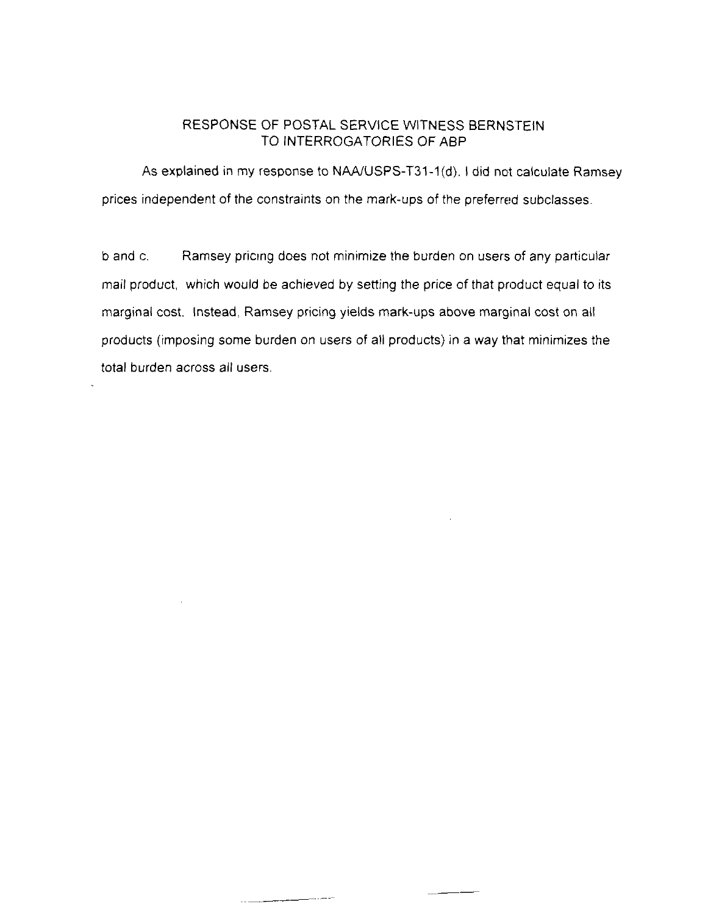## RESPONSE OF POSTAL SERVICE WITNESS BERNSTEIN TO INTERROGATORIES OF ABP

As explained in my response to NAA/USPS-T31-1(d), I did not calculate Ramsey prices independent of the constraints on the mark-ups of the preferred subclasses.

b and c. Ramsey pricing does not minimize the burden on users of any particular mail product, which would be achieved by setting the price of that product equal to its marginal cost. Instead, Ramsey pricing yields mark-ups above marginal cost on all products (imposing some burden on users of all products) in a way that minimizes the total burden across all users.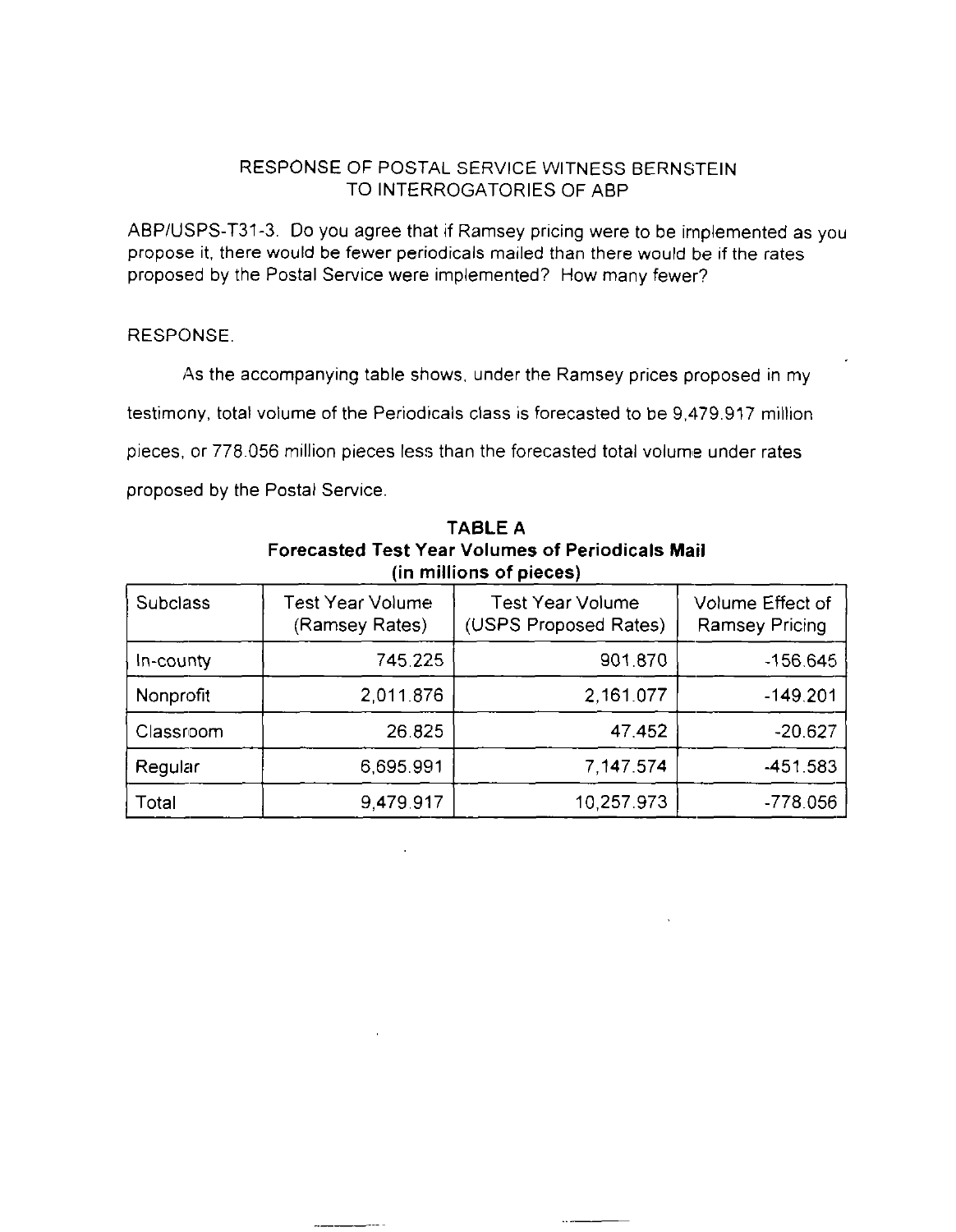RESPONSE OF POSTAL SERVICE WITNESS BERNSTEIN
TO INTERROGATORIES OF ABP

ABP/USPS-T31-3. Do you agree that if Ramsey pricing were to be implemented as you propose it, there would be fewer periodicals mailed than there would be if the rates proposed by the Postal Service were implemented? How many fewer?

RESPONSE.

As the accompanying table shows, under the Ramsey prices proposed in my testimony, total volume of the Periodicals class is forecasted to be 9,479.917 million pieces, or 778.056 million pieces less than the forecasted total volume under rates proposed by the Postal Service.

**TABLE A**
**Forecasted Test Year Volumes of Periodicals Mail**
**(in millions of pieces)**

| Subclass | Test Year Volume (Ramsey Rates) | Test Year Volume (USPS Proposed Rates) | Volume Effect of Ramsey Pricing |
|---|---|---|---|
| In-county | 745.225 | 901.870 | -156.645 |
| Nonprofit | 2,011.876 | 2,161.077 | -149.201 |
| Classroom | 26.825 | 47.452 | -20.627 |
| Regular | 6,695.991 | 7,147.574 | -451.583 |
| Total | 9,479.917 | 10,257.973 | -778.056 |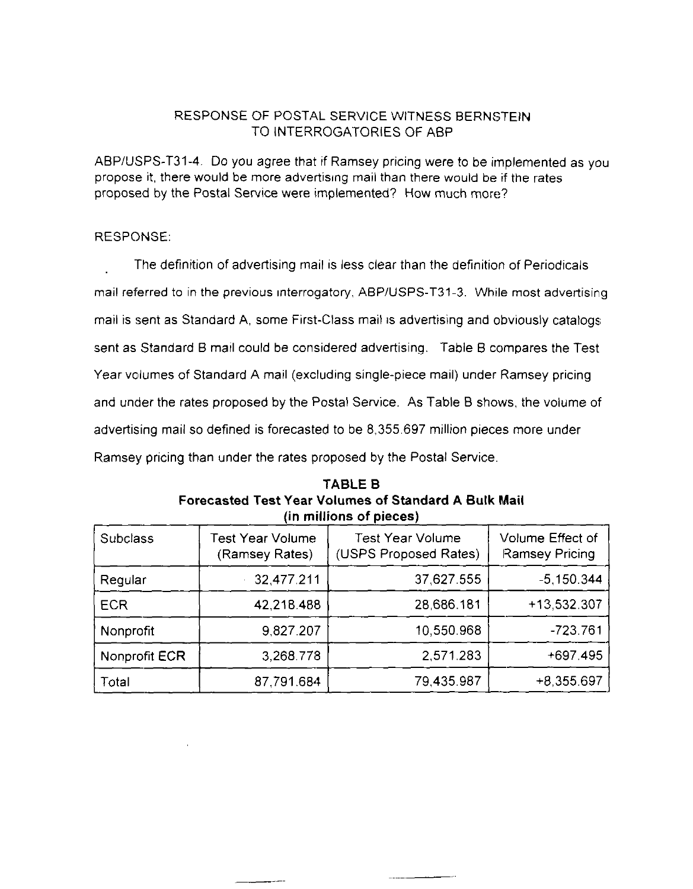RESPONSE OF POSTAL SERVICE WITNESS BERNSTEIN
TO INTERROGATORIES OF ABP

ABP/USPS-T31-4. Do you agree that if Ramsey pricing were to be implemented as you propose it, there would be more advertising mail than there would be if the rates proposed by the Postal Service were implemented? How much more?

RESPONSE:

The definition of advertising mail is less clear than the definition of Periodicals mail referred to in the previous interrogatory, ABP/USPS-T31-3. While most advertising mail is sent as Standard A, some First-Class mail is advertising and obviously catalogs sent as Standard B mail could be considered advertising. Table B compares the Test Year volumes of Standard A mail (excluding single-piece mail) under Ramsey pricing and under the rates proposed by the Postal Service. As Table B shows, the volume of advertising mail so defined is forecasted to be 8,355.697 million pieces more under Ramsey pricing than under the rates proposed by the Postal Service.

**TABLE B**
**Forecasted Test Year Volumes of Standard A Bulk Mail**
**(in millions of pieces)**

| Subclass | Test Year Volume (Ramsey Rates) | Test Year Volume (USPS Proposed Rates) | Volume Effect of Ramsey Pricing |
|---|---|---|---|
| Regular | 32,477.211 | 37,627.555 | -5,150.344 |
| ECR | 42,218.488 | 28,686.181 | +13,532.307 |
| Nonprofit | 9,827.207 | 10,550.968 | -723.761 |
| Nonprofit ECR | 3,268.778 | 2,571.283 | +697.495 |
| Total | 87,791.684 | 79,435.987 | +8,355.697 |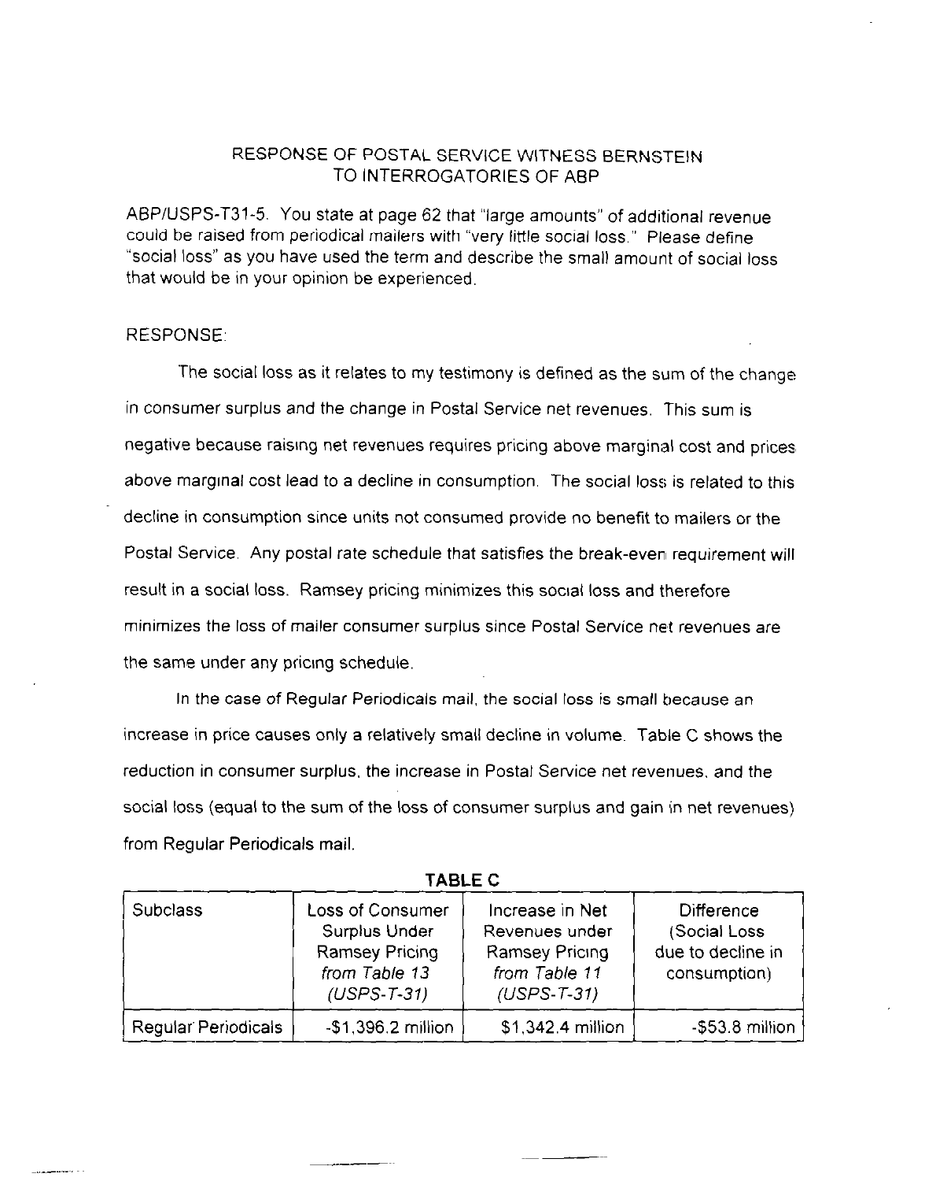# RESPONSE OF POSTAL SERVICE WITNESS BERNSTEIN TO INTERROGATORIES OF ABP

ABP/USPS-T31-5. You state at page 62 that "large amounts" of additional revenue could be raised from periodical mailers with "very little social loss." Please define "social loss" as you have used the term and describe the small amount of social loss that would be in your opinion be experienced.

RESPONSE:

The social loss as it relates to my testimony is defined as the sum of the change in consumer surplus and the change in Postal Service net revenues. This sum is negative because raising net revenues requires pricing above marginal cost and prices above marginal cost lead to a decline in consumption. The social loss is related to this decline in consumption since units not consumed provide no benefit to mailers or the Postal Service. Any postal rate schedule that satisfies the break-even requirement will result in a social loss. Ramsey pricing minimizes this social loss and therefore minimizes the loss of mailer consumer surplus since Postal Service net revenues are the same under any pricing schedule.

In the case of Regular Periodicals mail, the social loss is small because an increase in price causes only a relatively small decline in volume. Table C shows the reduction in consumer surplus, the increase in Postal Service net revenues, and the social loss (equal to the sum of the loss of consumer surplus and gain in net revenues) from Regular Periodicals mail.

**TABLE C**

| Subclass | Loss of Consumer Surplus Under Ramsey Pricing *from Table 13 (USPS-T-31)* | Increase in Net Revenues under Ramsey Pricing *from Table 11 (USPS-T-31)* | Difference (Social Loss due to decline in consumption) |
|---|---|---|---|
| Regular Periodicals | -$1,396.2 million | $1,342.4 million | -$53.8 million |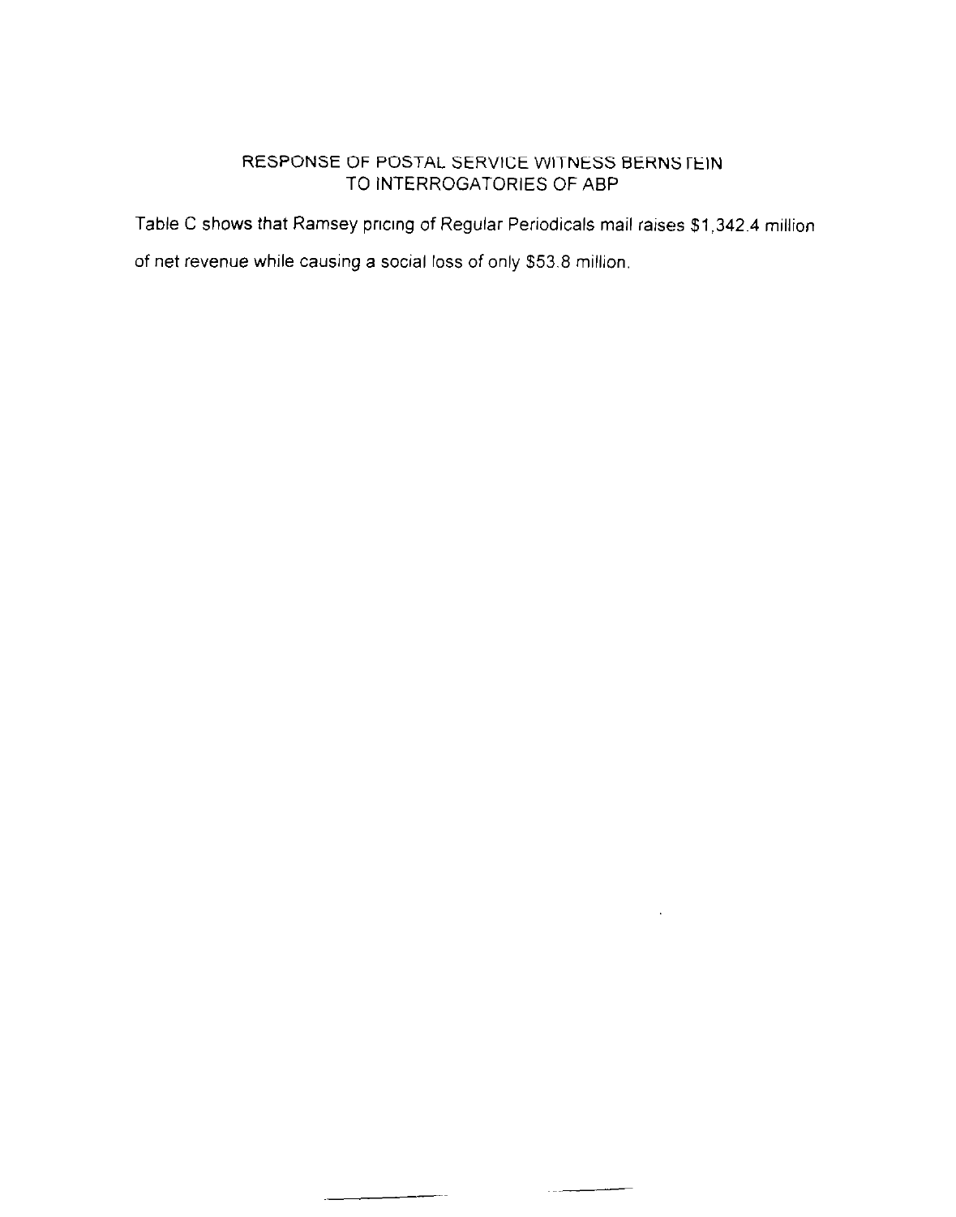RESPONSE OF POSTAL SERVICE WITNESS BERNSTEIN
TO INTERROGATORIES OF ABP

Table C shows that Ramsey pricing of Regular Periodicals mail raises $1,342.4 million of net revenue while causing a social loss of only $53.8 million.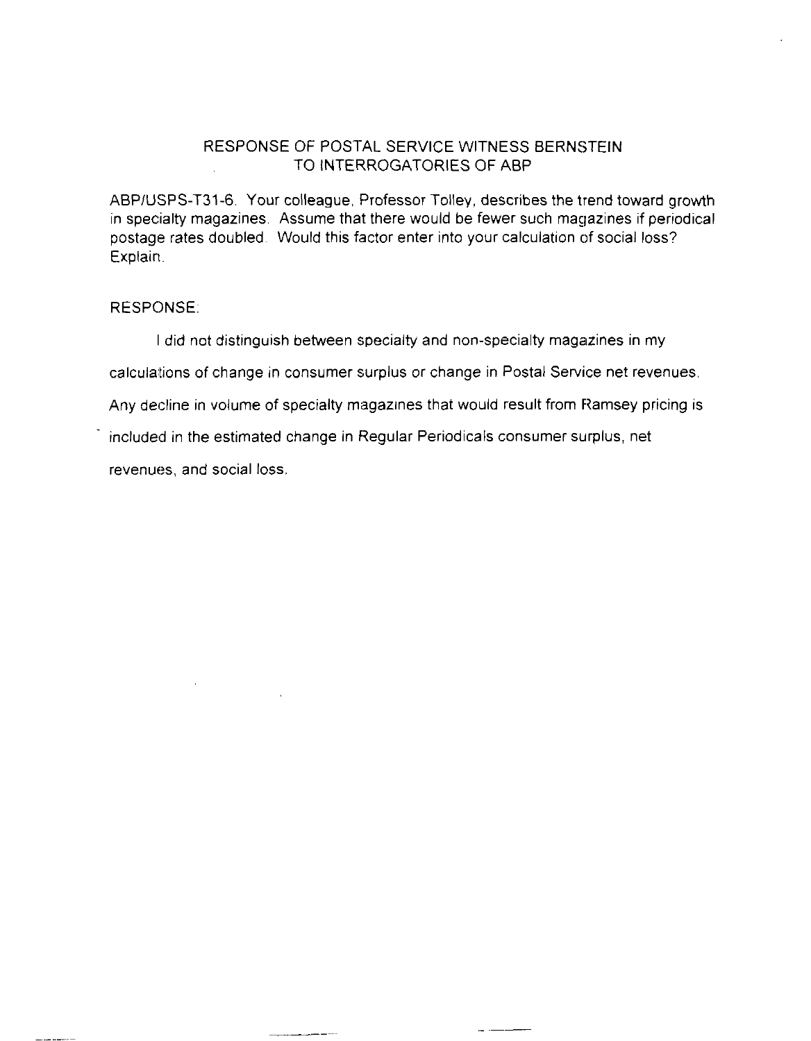## RESPONSE OF POSTAL SERVICE WITNESS BERNSTEIN TO INTERROGATORIES OF ABP

ABP/USPS-T31-6. Your colleague, Professor Tolley, describes the trend toward growth in specialty magazines. Assume that there would be fewer such magazines if periodical postage rates doubled. Would this factor enter into your calculation of social loss? Explain.

RESPONSE:

I did not distinguish between specialty and non-specialty magazines in my calculations of change in consumer surplus or change in Postal Service net revenues. Any decline in volume of specialty magazines that would result from Ramsey pricing is included in the estimated change in Regular Periodicals consumer surplus, net revenues, and social loss.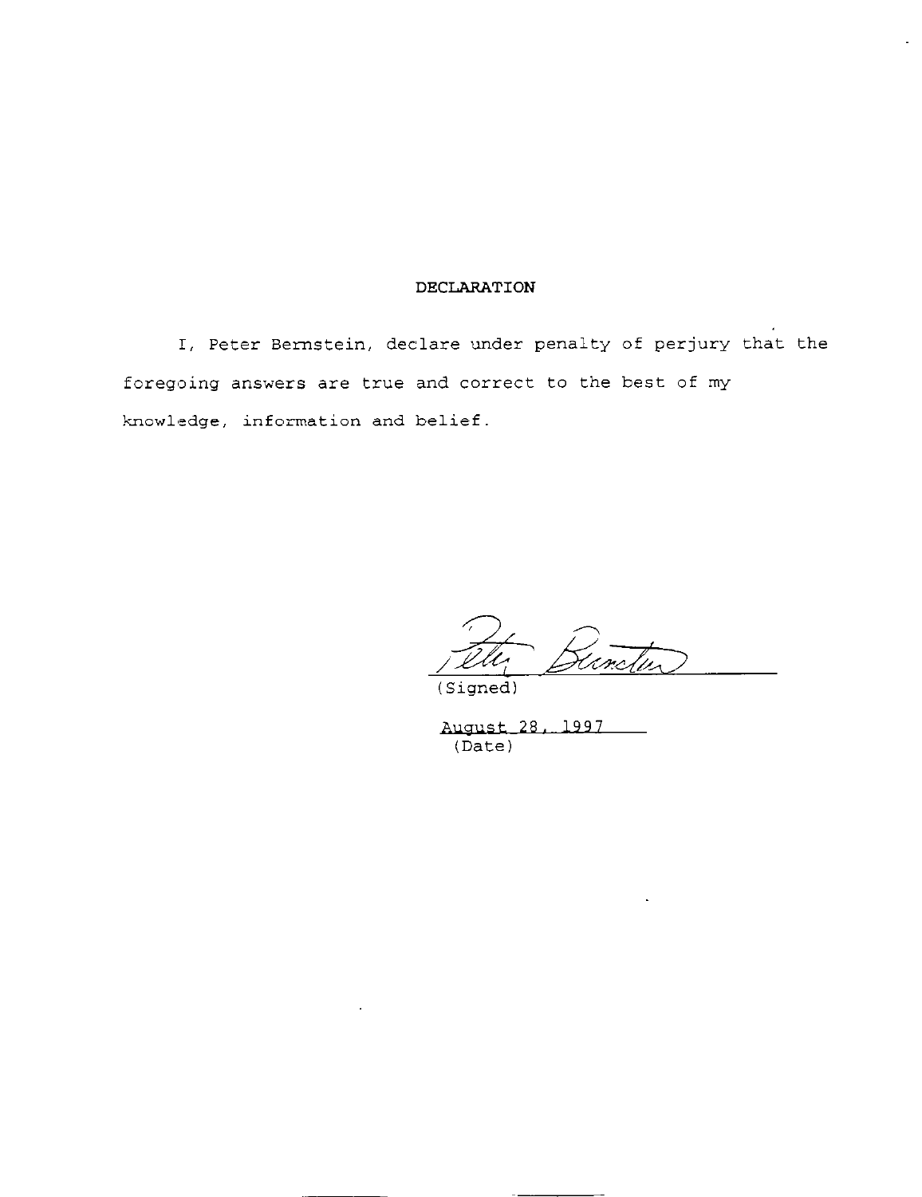# DECLARATION

I, Peter Bernstein, declare under penalty of perjury that the foregoing answers are true and correct to the best of my knowledge, information and belief.

Peter Bernstein
(Signed)

August 28, 1997
(Date)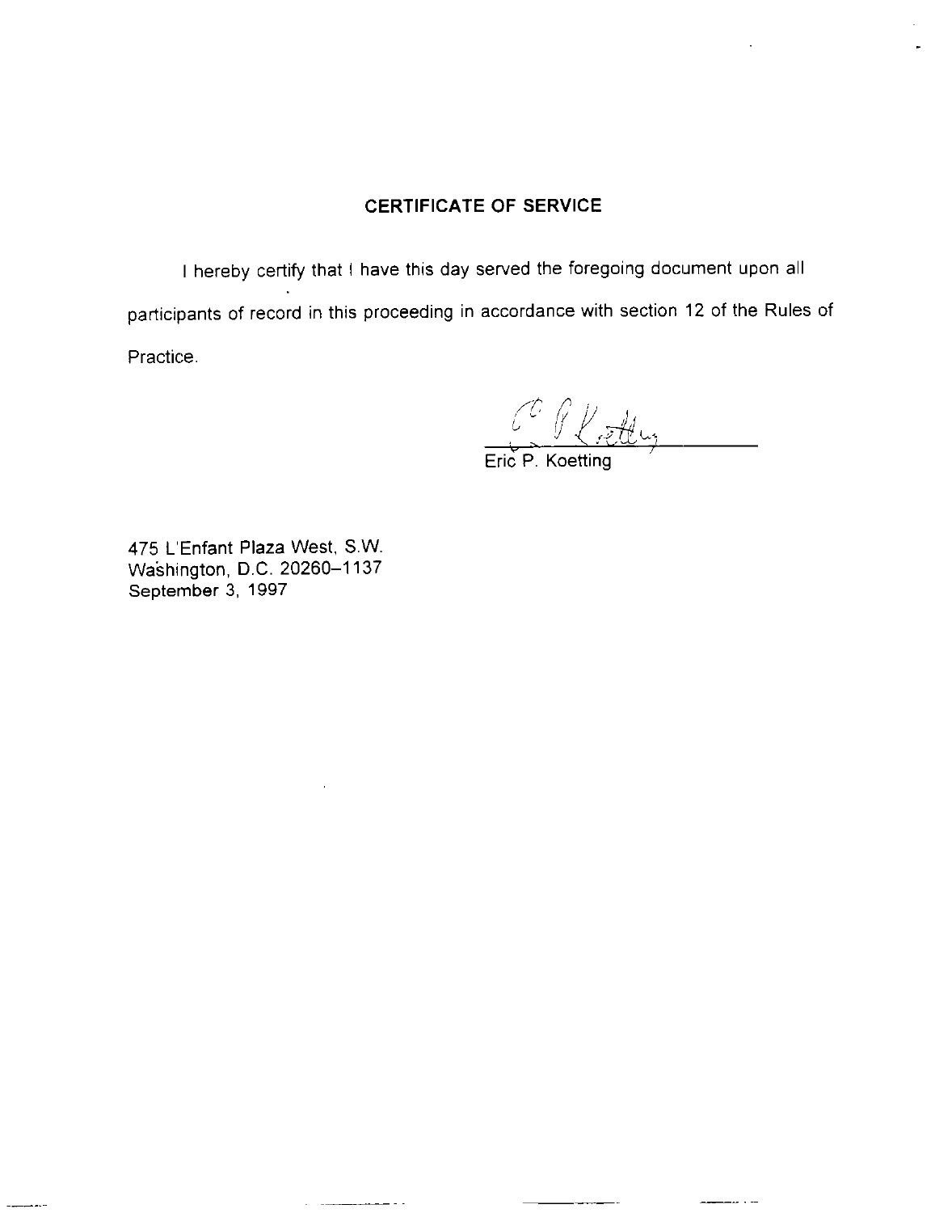## CERTIFICATE OF SERVICE

I hereby certify that I have this day served the foregoing document upon all participants of record in this proceeding in accordance with section 12 of the Rules of Practice.

Eric P. Koetting

475 L'Enfant Plaza West, S.W.
Washington, D.C. 20260–1137
September 3, 1997